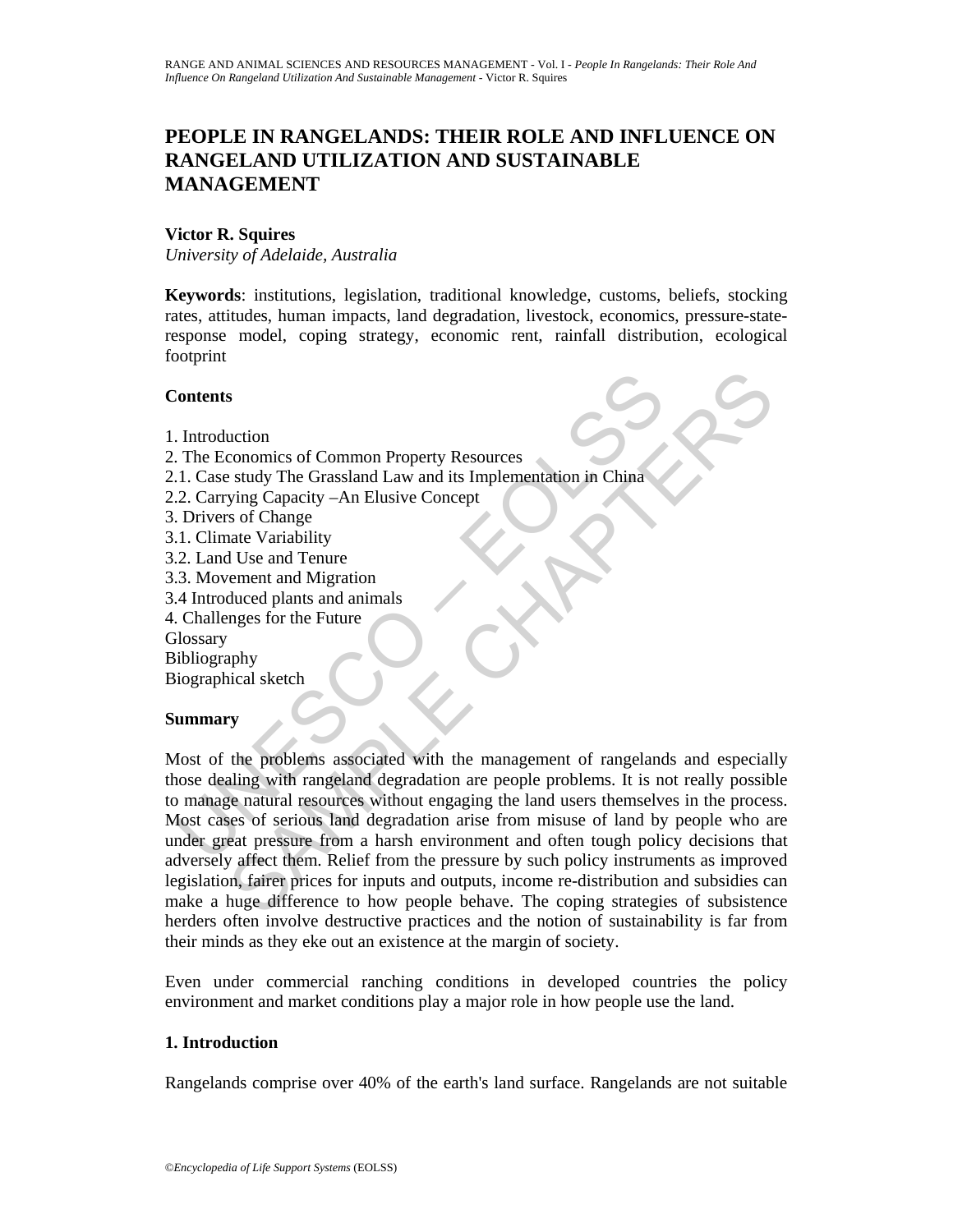# PEOPLE IN RANGELANDS: THEIR ROLE AND INFLUENCE ON RANGELAND UTILIZATION AND SUSTAINABLE MANAGEMENT

**Victor R. Squires**
*University of Adelaide, Australia*

**Keywords**: institutions, legislation, traditional knowledge, customs, beliefs, stocking rates, attitudes, human impacts, land degradation, livestock, economics, pressure-state-response model, coping strategy, economic rent, rainfall distribution, ecological footprint

## Contents

1. Introduction
2. The Economics of Common Property Resources
2.1. Case study The Grassland Law and its Implementation in China
2.2. Carrying Capacity –An Elusive Concept
3. Drivers of Change
3.1. Climate Variability
3.2. Land Use and Tenure
3.3. Movement and Migration
3.4 Introduced plants and animals
4. Challenges for the Future
Glossary
Bibliography
Biographical sketch

## Summary

Most of the problems associated with the management of rangelands and especially those dealing with rangeland degradation are people problems. It is not really possible to manage natural resources without engaging the land users themselves in the process. Most cases of serious land degradation arise from misuse of land by people who are under great pressure from a harsh environment and often tough policy decisions that adversely affect them. Relief from the pressure by such policy instruments as improved legislation, fairer prices for inputs and outputs, income re-distribution and subsidies can make a huge difference to how people behave. The coping strategies of subsistence herders often involve destructive practices and the notion of sustainability is far from their minds as they eke out an existence at the margin of society.

Even under commercial ranching conditions in developed countries the policy environment and market conditions play a major role in how people use the land.

## 1. Introduction

Rangelands comprise over 40% of the earth's land surface. Rangelands are not suitable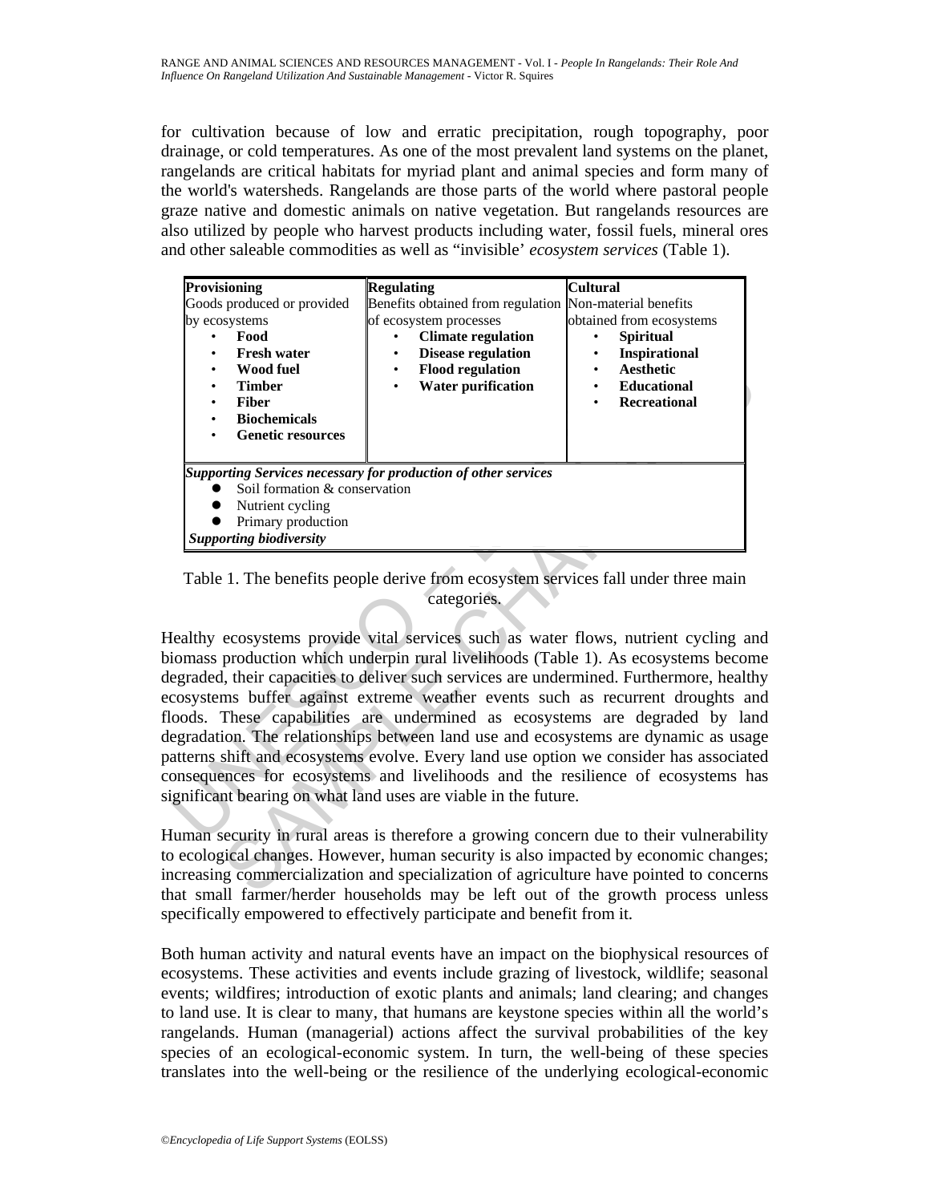for cultivation because of low and erratic precipitation, rough topography, poor drainage, or cold temperatures. As one of the most prevalent land systems on the planet, rangelands are critical habitats for myriad plant and animal species and form many of the world's watersheds. Rangelands are those parts of the world where pastoral people graze native and domestic animals on native vegetation. But rangelands resources are also utilized by people who harvest products including water, fossil fuels, mineral ores and other saleable commodities as well as "invisible' *ecosystem services* (Table 1).

| **Provisioning**<br>Goods produced or provided by ecosystems<br>• **Food**<br>• **Fresh water**<br>• **Wood fuel**<br>• **Timber**<br>• **Fiber**<br>• **Biochemicals**<br>• **Genetic resources** | **Regulating**<br>Benefits obtained from regulation of ecosystem processes<br>• **Climate regulation**<br>• **Disease regulation**<br>• **Flood regulation**<br>• **Water purification** | **Cultural**<br>Non-material benefits obtained from ecosystems<br>• **Spiritual**<br>• **Inspirational**<br>• **Aesthetic**<br>• **Educational**<br>• **Recreational** |
|---|---|---|
| ***Supporting Services necessary for production of other services***<br>• Soil formation & conservation<br>• Nutrient cycling<br>• Primary production<br>***Supporting biodiversity*** | | |

Table 1. The benefits people derive from ecosystem services fall under three main categories.

Healthy ecosystems provide vital services such as water flows, nutrient cycling and biomass production which underpin rural livelihoods (Table 1). As ecosystems become degraded, their capacities to deliver such services are undermined. Furthermore, healthy ecosystems buffer against extreme weather events such as recurrent droughts and floods. These capabilities are undermined as ecosystems are degraded by land degradation. The relationships between land use and ecosystems are dynamic as usage patterns shift and ecosystems evolve. Every land use option we consider has associated consequences for ecosystems and livelihoods and the resilience of ecosystems has significant bearing on what land uses are viable in the future.

Human security in rural areas is therefore a growing concern due to their vulnerability to ecological changes. However, human security is also impacted by economic changes; increasing commercialization and specialization of agriculture have pointed to concerns that small farmer/herder households may be left out of the growth process unless specifically empowered to effectively participate and benefit from it.

Both human activity and natural events have an impact on the biophysical resources of ecosystems. These activities and events include grazing of livestock, wildlife; seasonal events; wildfires; introduction of exotic plants and animals; land clearing; and changes to land use. It is clear to many, that humans are keystone species within all the world's rangelands. Human (managerial) actions affect the survival probabilities of the key species of an ecological-economic system. In turn, the well-being of these species translates into the well-being or the resilience of the underlying ecological-economic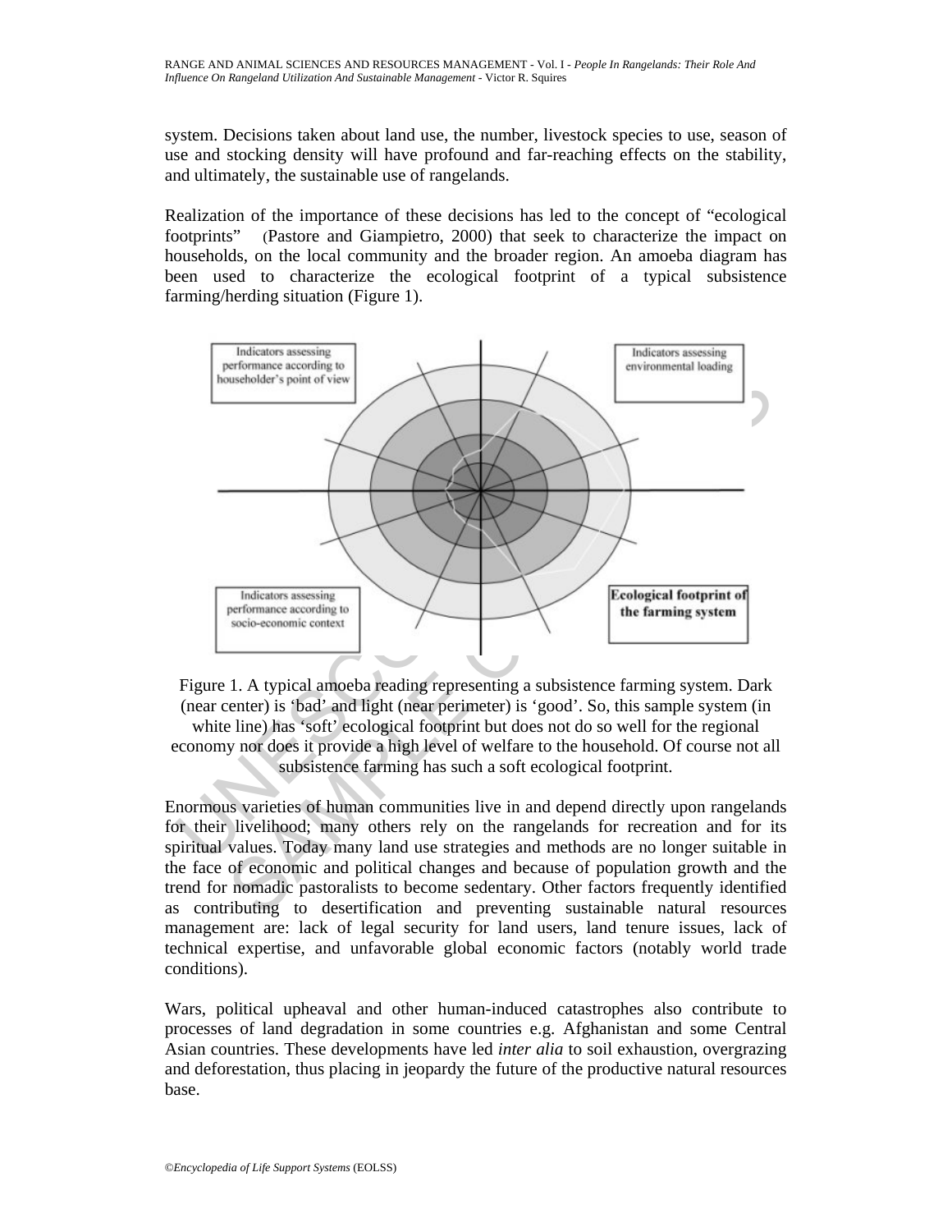system. Decisions taken about land use, the number, livestock species to use, season of use and stocking density will have profound and far-reaching effects on the stability, and ultimately, the sustainable use of rangelands.

Realization of the importance of these decisions has led to the concept of "ecological footprints" (Pastore and Giampietro, 2000) that seek to characterize the impact on households, on the local community and the broader region. An amoeba diagram has been used to characterize the ecological footprint of a typical subsistence farming/herding situation (Figure 1).

Figure 1. A typical amoeba reading representing a subsistence farming system. Dark (near center) is 'bad' and light (near perimeter) is 'good'. So, this sample system (in white line) has 'soft' ecological footprint but does not do so well for the regional economy nor does it provide a high level of welfare to the household. Of course not all subsistence farming has such a soft ecological footprint.

Enormous varieties of human communities live in and depend directly upon rangelands for their livelihood; many others rely on the rangelands for recreation and for its spiritual values. Today many land use strategies and methods are no longer suitable in the face of economic and political changes and because of population growth and the trend for nomadic pastoralists to become sedentary. Other factors frequently identified as contributing to desertification and preventing sustainable natural resources management are: lack of legal security for land users, land tenure issues, lack of technical expertise, and unfavorable global economic factors (notably world trade conditions).

Wars, political upheaval and other human-induced catastrophes also contribute to processes of land degradation in some countries e.g. Afghanistan and some Central Asian countries. These developments have led *inter alia* to soil exhaustion, overgrazing and deforestation, thus placing in jeopardy the future of the productive natural resources base.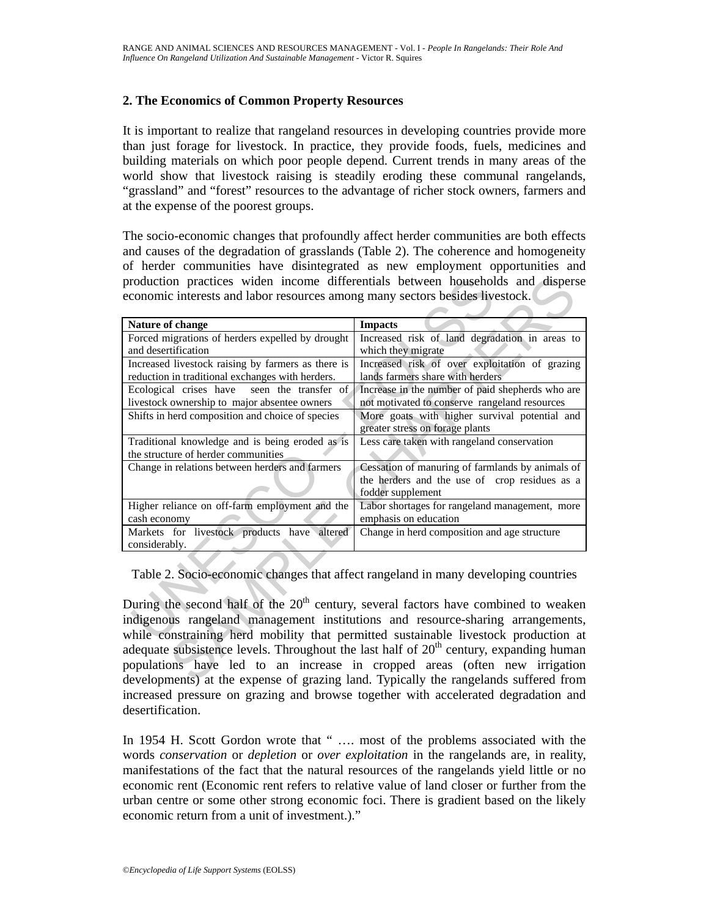## 2. The Economics of Common Property Resources

It is important to realize that rangeland resources in developing countries provide more than just forage for livestock. In practice, they provide foods, fuels, medicines and building materials on which poor people depend. Current trends in many areas of the world show that livestock raising is steadily eroding these communal rangelands, "grassland" and "forest" resources to the advantage of richer stock owners, farmers and at the expense of the poorest groups.

The socio-economic changes that profoundly affect herder communities are both effects and causes of the degradation of grasslands (Table 2). The coherence and homogeneity of herder communities have disintegrated as new employment opportunities and production practices widen income differentials between households and disperse economic interests and labor resources among many sectors besides livestock.

| Nature of change | Impacts |
| --- | --- |
| Forced migrations of herders expelled by drought and desertification | Increased risk of land degradation in areas to which they migrate |
| Increased livestock raising by farmers as there is reduction in traditional exchanges with herders. | Increased risk of over exploitation of grazing lands farmers share with herders |
| Ecological crises have seen the transfer of livestock ownership to major absentee owners | Increase in the number of paid shepherds who are not motivated to conserve rangeland resources |
| Shifts in herd composition and choice of species | More goats with higher survival potential and greater stress on forage plants |
| Traditional knowledge and is being eroded as is the structure of herder communities | Less care taken with rangeland conservation |
| Change in relations between herders and farmers | Cessation of manuring of farmlands by animals of the herders and the use of crop residues as a fodder supplement |
| Higher reliance on off-farm employment and the cash economy | Labor shortages for rangeland management, more emphasis on education |
| Markets for livestock products have altered considerably. | Change in herd composition and age structure |

Table 2. Socio-economic changes that affect rangeland in many developing countries

During the second half of the 20$^{th}$ century, several factors have combined to weaken indigenous rangeland management institutions and resource-sharing arrangements, while constraining herd mobility that permitted sustainable livestock production at adequate subsistence levels. Throughout the last half of 20$^{th}$ century, expanding human populations have led to an increase in cropped areas (often new irrigation developments) at the expense of grazing land. Typically the rangelands suffered from increased pressure on grazing and browse together with accelerated degradation and desertification.

In 1954 H. Scott Gordon wrote that " …. most of the problems associated with the words *conservation* or *depletion* or *over exploitation* in the rangelands are, in reality, manifestations of the fact that the natural resources of the rangelands yield little or no economic rent (Economic rent refers to relative value of land closer or further from the urban centre or some other strong economic foci. There is gradient based on the likely economic return from a unit of investment.)."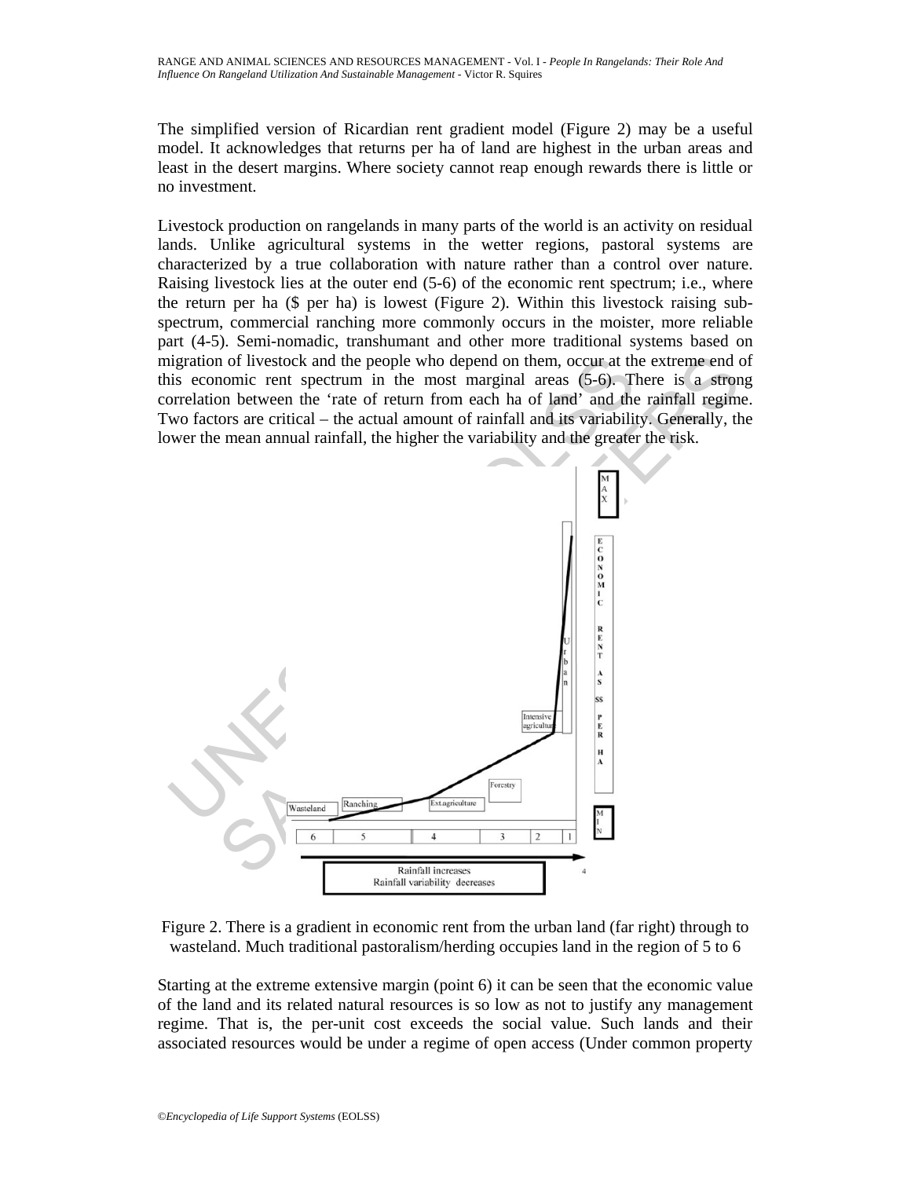The simplified version of Ricardian rent gradient model (Figure 2) may be a useful model. It acknowledges that returns per ha of land are highest in the urban areas and least in the desert margins. Where society cannot reap enough rewards there is little or no investment.

Livestock production on rangelands in many parts of the world is an activity on residual lands. Unlike agricultural systems in the wetter regions, pastoral systems are characterized by a true collaboration with nature rather than a control over nature. Raising livestock lies at the outer end (5-6) of the economic rent spectrum; i.e., where the return per ha ($ per ha) is lowest (Figure 2). Within this livestock raising sub-spectrum, commercial ranching more commonly occurs in the moister, more reliable part (4-5). Semi-nomadic, transhumant and other more traditional systems based on migration of livestock and the people who depend on them, occur at the extreme end of this economic rent spectrum in the most marginal areas (5-6). There is a strong correlation between the 'rate of return from each ha of land' and the rainfall regime. Two factors are critical – the actual amount of rainfall and its variability. Generally, the lower the mean annual rainfall, the higher the variability and the greater the risk.

Figure 2. There is a gradient in economic rent from the urban land (far right) through to wasteland. Much traditional pastoralism/herding occupies land in the region of 5 to 6

Starting at the extreme extensive margin (point 6) it can be seen that the economic value of the land and its related natural resources is so low as not to justify any management regime. That is, the per-unit cost exceeds the social value. Such lands and their associated resources would be under a regime of open access (Under common property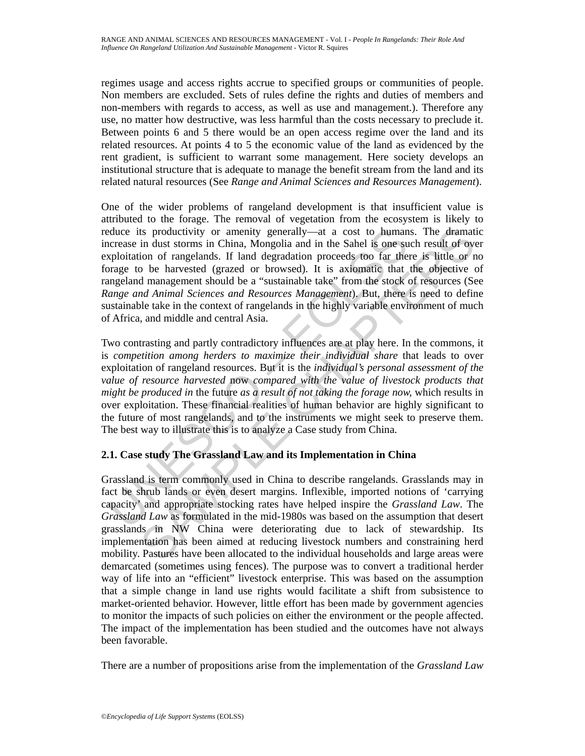regimes usage and access rights accrue to specified groups or communities of people. Non members are excluded. Sets of rules define the rights and duties of members and non-members with regards to access, as well as use and management.). Therefore any use, no matter how destructive, was less harmful than the costs necessary to preclude it. Between points 6 and 5 there would be an open access regime over the land and its related resources. At points 4 to 5 the economic value of the land as evidenced by the rent gradient, is sufficient to warrant some management. Here society develops an institutional structure that is adequate to manage the benefit stream from the land and its related natural resources (See *Range and Animal Sciences and Resources Management*).

One of the wider problems of rangeland development is that insufficient value is attributed to the forage. The removal of vegetation from the ecosystem is likely to reduce its productivity or amenity generally—at a cost to humans. The dramatic increase in dust storms in China, Mongolia and in the Sahel is one such result of over exploitation of rangelands. If land degradation proceeds too far there is little or no forage to be harvested (grazed or browsed). It is axiomatic that the objective of rangeland management should be a "sustainable take" from the stock of resources (See *Range and Animal Sciences and Resources Management*). But, there is need to define sustainable take in the context of rangelands in the highly variable environment of much of Africa, and middle and central Asia.

Two contrasting and partly contradictory influences are at play here. In the commons, it is *competition among herders to maximize their individual share* that leads to over exploitation of rangeland resources. But it is the *individual's personal assessment of the value of resource harvested* now *compared with the value of livestock products that might be produced in* the future *as a result of not taking the forage now*, which results in over exploitation. These financial realities of human behavior are highly significant to the future of most rangelands, and to the instruments we might seek to preserve them. The best way to illustrate this is to analyze a Case study from China.

### 2.1. Case study The Grassland Law and its Implementation in China

Grassland is term commonly used in China to describe rangelands. Grasslands may in fact be shrub lands or even desert margins. Inflexible, imported notions of 'carrying capacity' and appropriate stocking rates have helped inspire the *Grassland Law*. The *Grassland Law* as formulated in the mid-1980s was based on the assumption that desert grasslands in NW China were deteriorating due to lack of stewardship. Its implementation has been aimed at reducing livestock numbers and constraining herd mobility. Pastures have been allocated to the individual households and large areas were demarcated (sometimes using fences). The purpose was to convert a traditional herder way of life into an "efficient" livestock enterprise. This was based on the assumption that a simple change in land use rights would facilitate a shift from subsistence to market-oriented behavior. However, little effort has been made by government agencies to monitor the impacts of such policies on either the environment or the people affected. The impact of the implementation has been studied and the outcomes have not always been favorable.

There are a number of propositions arise from the implementation of the *Grassland Law*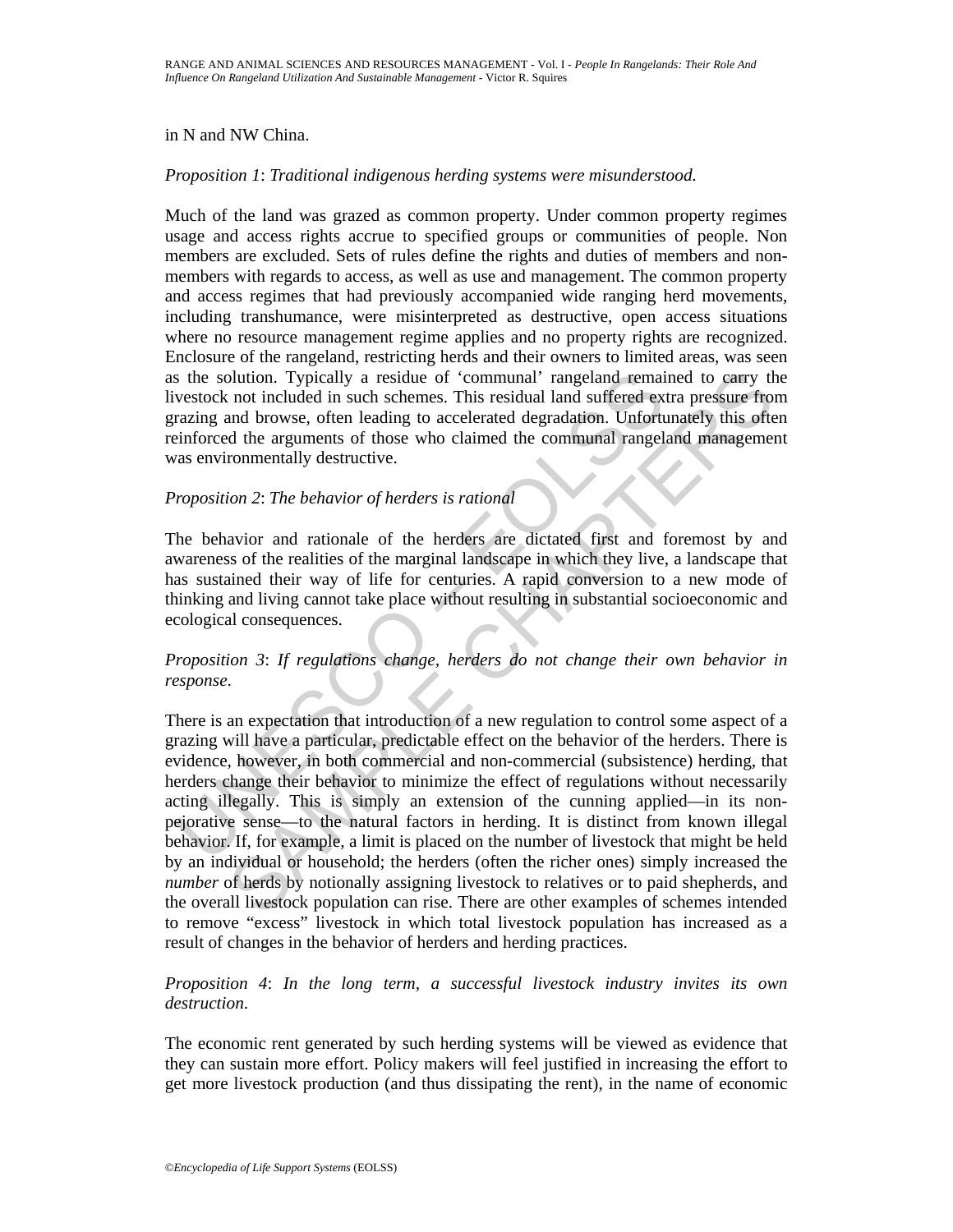in N and NW China.

*Proposition 1*: *Traditional indigenous herding systems were misunderstood.*

Much of the land was grazed as common property. Under common property regimes usage and access rights accrue to specified groups or communities of people. Non members are excluded. Sets of rules define the rights and duties of members and non-members with regards to access, as well as use and management. The common property and access regimes that had previously accompanied wide ranging herd movements, including transhumance, were misinterpreted as destructive, open access situations where no resource management regime applies and no property rights are recognized. Enclosure of the rangeland, restricting herds and their owners to limited areas, was seen as the solution. Typically a residue of 'communal' rangeland remained to carry the livestock not included in such schemes. This residual land suffered extra pressure from grazing and browse, often leading to accelerated degradation. Unfortunately this often reinforced the arguments of those who claimed the communal rangeland management was environmentally destructive.

*Proposition 2*: *The behavior of herders is rational*

The behavior and rationale of the herders are dictated first and foremost by and awareness of the realities of the marginal landscape in which they live, a landscape that has sustained their way of life for centuries. A rapid conversion to a new mode of thinking and living cannot take place without resulting in substantial socioeconomic and ecological consequences.

*Proposition 3*: *If regulations change, herders do not change their own behavior in response*.

There is an expectation that introduction of a new regulation to control some aspect of a grazing will have a particular, predictable effect on the behavior of the herders. There is evidence, however, in both commercial and non-commercial (subsistence) herding, that herders change their behavior to minimize the effect of regulations without necessarily acting illegally. This is simply an extension of the cunning applied—in its non-pejorative sense—to the natural factors in herding. It is distinct from known illegal behavior. If, for example, a limit is placed on the number of livestock that might be held by an individual or household; the herders (often the richer ones) simply increased the *number* of herds by notionally assigning livestock to relatives or to paid shepherds, and the overall livestock population can rise. There are other examples of schemes intended to remove "excess" livestock in which total livestock population has increased as a result of changes in the behavior of herders and herding practices.

*Proposition 4*: *In the long term, a successful livestock industry invites its own destruction*.

The economic rent generated by such herding systems will be viewed as evidence that they can sustain more effort. Policy makers will feel justified in increasing the effort to get more livestock production (and thus dissipating the rent), in the name of economic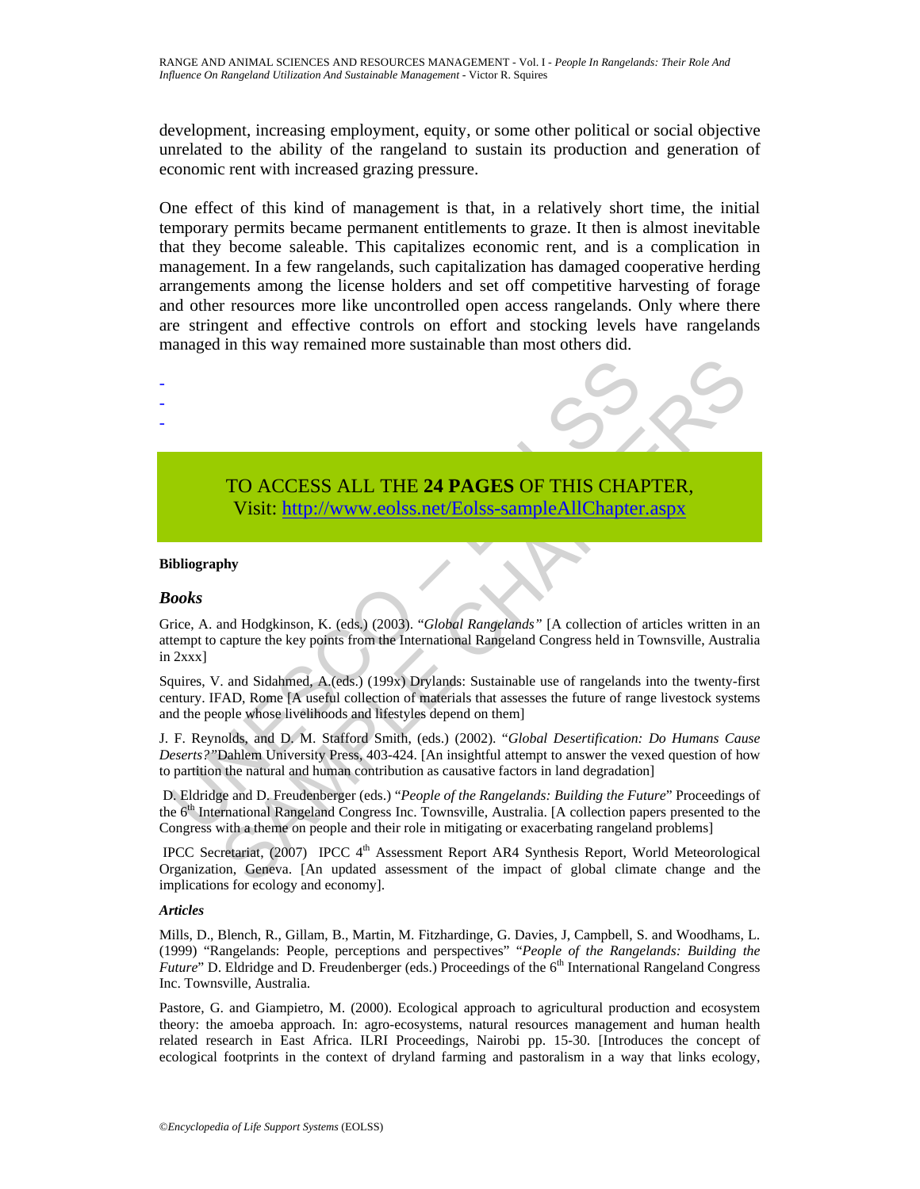development, increasing employment, equity, or some other political or social objective unrelated to the ability of the rangeland to sustain its production and generation of economic rent with increased grazing pressure.

One effect of this kind of management is that, in a relatively short time, the initial temporary permits became permanent entitlements to graze. It then is almost inevitable that they become saleable. This capitalizes economic rent, and is a complication in management. In a few rangelands, such capitalization has damaged cooperative herding arrangements among the license holders and set off competitive harvesting of forage and other resources more like uncontrolled open access rangelands. Only where there are stringent and effective controls on effort and stocking levels have rangelands managed in this way remained more sustainable than most others did.

-
-
-

TO ACCESS ALL THE **24 PAGES** OF THIS CHAPTER,
Visit: http://www.eolss.net/Eolss-sampleAllChapter.aspx

**Bibliography**

## *Books*

Grice, A. and Hodgkinson, K. (eds.) (2003). "*Global Rangelands"* [A collection of articles written in an attempt to capture the key points from the International Rangeland Congress held in Townsville, Australia in 2xxx]

Squires, V. and Sidahmed, A.(eds.) (199x) Drylands: Sustainable use of rangelands into the twenty-first century. IFAD, Rome [A useful collection of materials that assesses the future of range livestock systems and the people whose livelihoods and lifestyles depend on them]

J. F. Reynolds, and D. M. Stafford Smith, (eds.) (2002). "*Global Desertification: Do Humans Cause Deserts?"*Dahlem University Press, 403-424. [An insightful attempt to answer the vexed question of how to partition the natural and human contribution as causative factors in land degradation]

D. Eldridge and D. Freudenberger (eds.) "*People of the Rangelands: Building the Future*" Proceedings of the 6th International Rangeland Congress Inc. Townsville, Australia. [A collection papers presented to the Congress with a theme on people and their role in mitigating or exacerbating rangeland problems]

IPCC Secretariat, (2007) IPCC 4th Assessment Report AR4 Synthesis Report, World Meteorological Organization, Geneva. [An updated assessment of the impact of global climate change and the implications for ecology and economy].

### *Articles*

Mills, D., Blench, R., Gillam, B., Martin, M. Fitzhardinge, G. Davies, J, Campbell, S. and Woodhams, L. (1999) "Rangelands: People, perceptions and perspectives" "*People of the Rangelands: Building the Future*" D. Eldridge and D. Freudenberger (eds.) Proceedings of the 6th International Rangeland Congress Inc. Townsville, Australia.

Pastore, G. and Giampietro, M. (2000). Ecological approach to agricultural production and ecosystem theory: the amoeba approach. In: agro-ecosystems, natural resources management and human health related research in East Africa. ILRI Proceedings, Nairobi pp. 15-30. [Introduces the concept of ecological footprints in the context of dryland farming and pastoralism in a way that links ecology,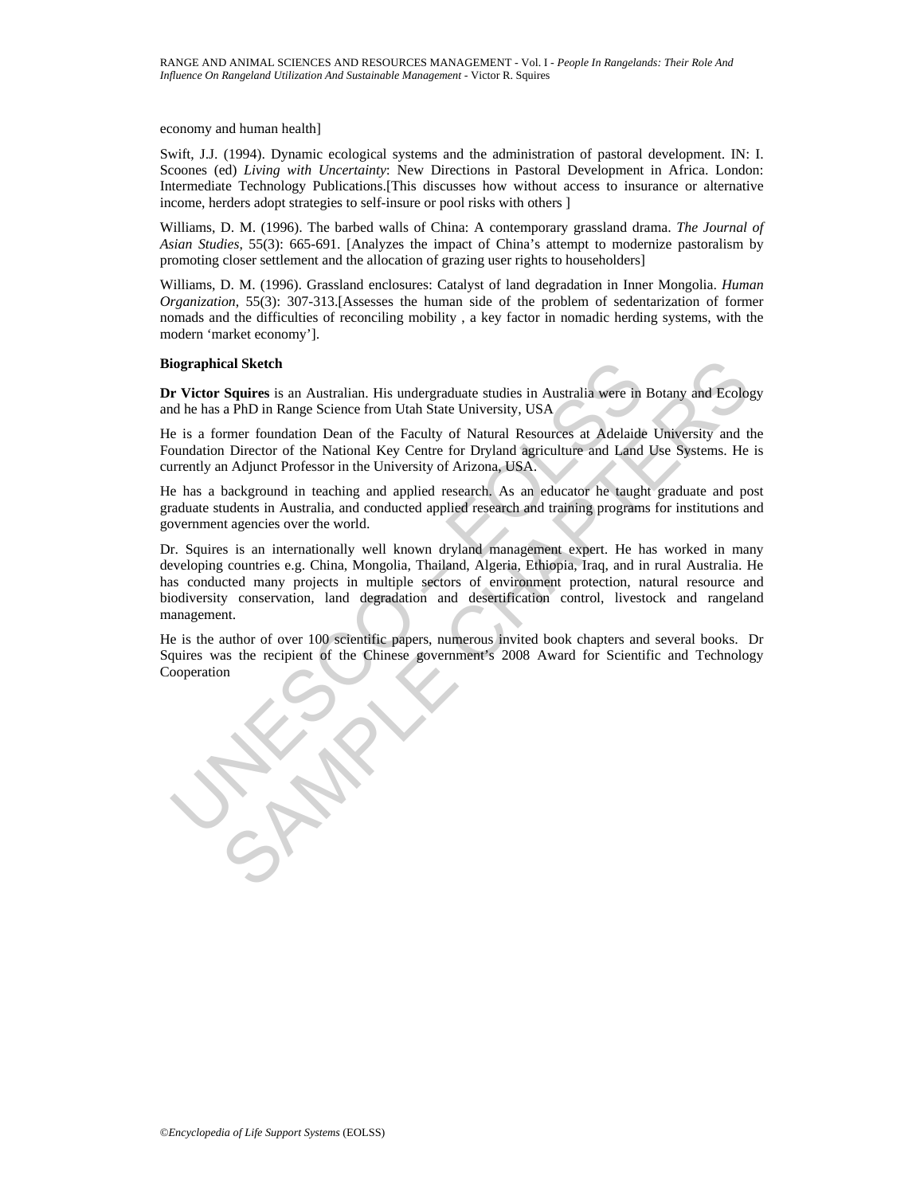economy and human health]

Swift, J.J. (1994). Dynamic ecological systems and the administration of pastoral development. IN: I. Scoones (ed) *Living with Uncertainty*: New Directions in Pastoral Development in Africa. London: Intermediate Technology Publications.[This discusses how without access to insurance or alternative income, herders adopt strategies to self-insure or pool risks with others ]

Williams, D. M. (1996). The barbed walls of China: A contemporary grassland drama. *The Journal of Asian Studies*, 55(3): 665-691. [Analyzes the impact of China's attempt to modernize pastoralism by promoting closer settlement and the allocation of grazing user rights to householders]

Williams, D. M. (1996). Grassland enclosures: Catalyst of land degradation in Inner Mongolia. *Human Organization*, 55(3): 307-313.[Assesses the human side of the problem of sedentarization of former nomads and the difficulties of reconciling mobility , a key factor in nomadic herding systems, with the modern 'market economy'].

**Biographical Sketch**

**Dr Victor Squires** is an Australian. His undergraduate studies in Australia were in Botany and Ecology and he has a PhD in Range Science from Utah State University, USA

He is a former foundation Dean of the Faculty of Natural Resources at Adelaide University and the Foundation Director of the National Key Centre for Dryland agriculture and Land Use Systems. He is currently an Adjunct Professor in the University of Arizona, USA.

He has a background in teaching and applied research. As an educator he taught graduate and post graduate students in Australia, and conducted applied research and training programs for institutions and government agencies over the world.

Dr. Squires is an internationally well known dryland management expert. He has worked in many developing countries e.g. China, Mongolia, Thailand, Algeria, Ethiopia, Iraq, and in rural Australia. He has conducted many projects in multiple sectors of environment protection, natural resource and biodiversity conservation, land degradation and desertification control, livestock and rangeland management.

He is the author of over 100 scientific papers, numerous invited book chapters and several books. Dr Squires was the recipient of the Chinese government's 2008 Award for Scientific and Technology Cooperation